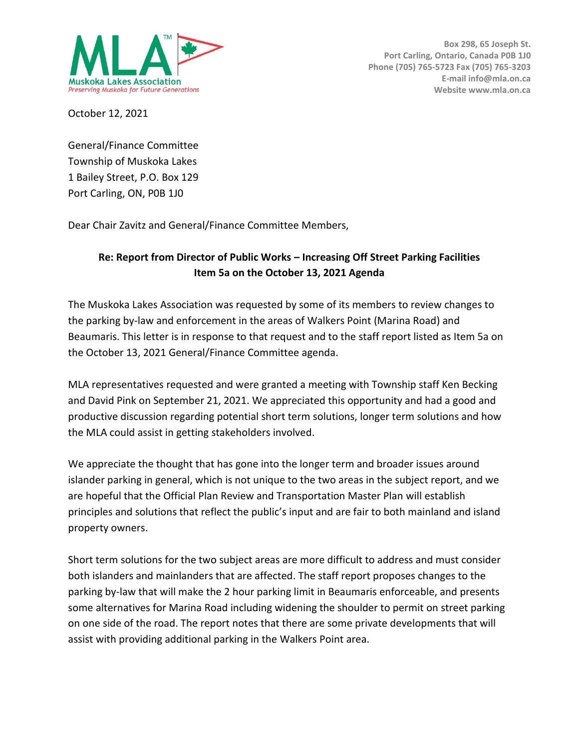**Muskoka Lakes Association**
*Preserving Muskoka for Future Generations*

Box 298, 65 Joseph St.
Port Carling, Ontario, Canada P0B 1J0
Phone (705) 765-5723 Fax (705) 765-3203
E-mail info@mla.on.ca
Website www.mla.on.ca

October 12, 2021

General/Finance Committee
Township of Muskoka Lakes
1 Bailey Street, P.O. Box 129
Port Carling, ON, P0B 1J0

Dear Chair Zavitz and General/Finance Committee Members,

**Re: Report from Director of Public Works – Increasing Off Street Parking Facilities**
**Item 5a on the October 13, 2021 Agenda**

The Muskoka Lakes Association was requested by some of its members to review changes to the parking by-law and enforcement in the areas of Walkers Point (Marina Road) and Beaumaris. This letter is in response to that request and to the staff report listed as Item 5a on the October 13, 2021 General/Finance Committee agenda.

MLA representatives requested and were granted a meeting with Township staff Ken Becking and David Pink on September 21, 2021. We appreciated this opportunity and had a good and productive discussion regarding potential short term solutions, longer term solutions and how the MLA could assist in getting stakeholders involved.

We appreciate the thought that has gone into the longer term and broader issues around islander parking in general, which is not unique to the two areas in the subject report, and we are hopeful that the Official Plan Review and Transportation Master Plan will establish principles and solutions that reflect the public's input and are fair to both mainland and island property owners.

Short term solutions for the two subject areas are more difficult to address and must consider both islanders and mainlanders that are affected. The staff report proposes changes to the parking by-law that will make the 2 hour parking limit in Beaumaris enforceable, and presents some alternatives for Marina Road including widening the shoulder to permit on street parking on one side of the road. The report notes that there are some private developments that will assist with providing additional parking in the Walkers Point area.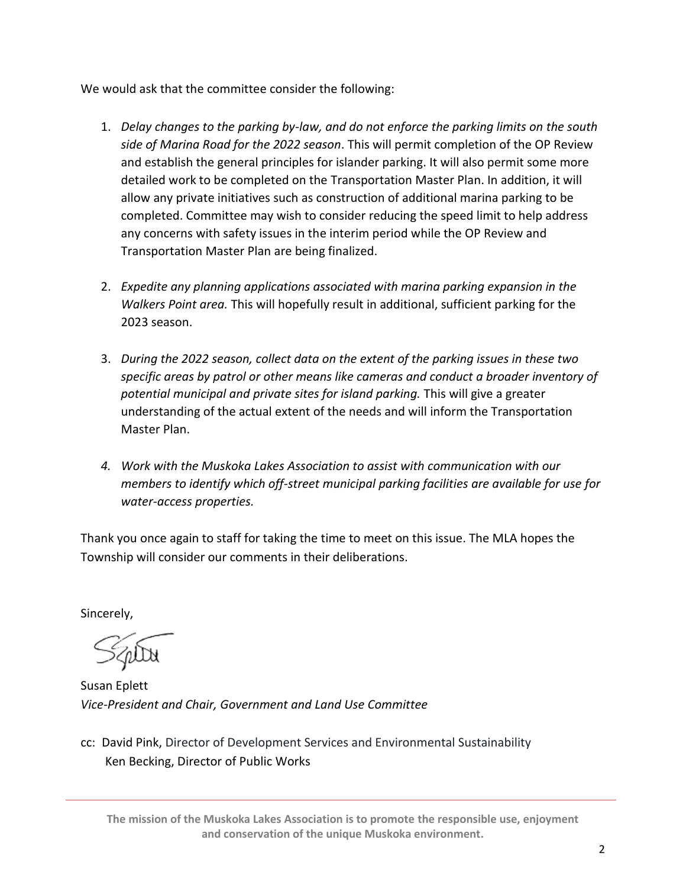We would ask that the committee consider the following:

1. *Delay changes to the parking by-law, and do not enforce the parking limits on the south side of Marina Road for the 2022 season*. This will permit completion of the OP Review and establish the general principles for islander parking. It will also permit some more detailed work to be completed on the Transportation Master Plan. In addition, it will allow any private initiatives such as construction of additional marina parking to be completed. Committee may wish to consider reducing the speed limit to help address any concerns with safety issues in the interim period while the OP Review and Transportation Master Plan are being finalized.

2. *Expedite any planning applications associated with marina parking expansion in the Walkers Point area.* This will hopefully result in additional, sufficient parking for the 2023 season.

3. *During the 2022 season, collect data on the extent of the parking issues in these two specific areas by patrol or other means like cameras and conduct a broader inventory of potential municipal and private sites for island parking.* This will give a greater understanding of the actual extent of the needs and will inform the Transportation Master Plan.

4. *Work with the Muskoka Lakes Association to assist with communication with our members to identify which off-street municipal parking facilities are available for use for water-access properties.*

Thank you once again to staff for taking the time to meet on this issue. The MLA hopes the Township will consider our comments in their deliberations.

Sincerely,

Susan Eplett
*Vice-President and Chair, Government and Land Use Committee*

cc: David Pink, Director of Development Services and Environmental Sustainability
Ken Becking, Director of Public Works

**The mission of the Muskoka Lakes Association is to promote the responsible use, enjoyment and conservation of the unique Muskoka environment.**